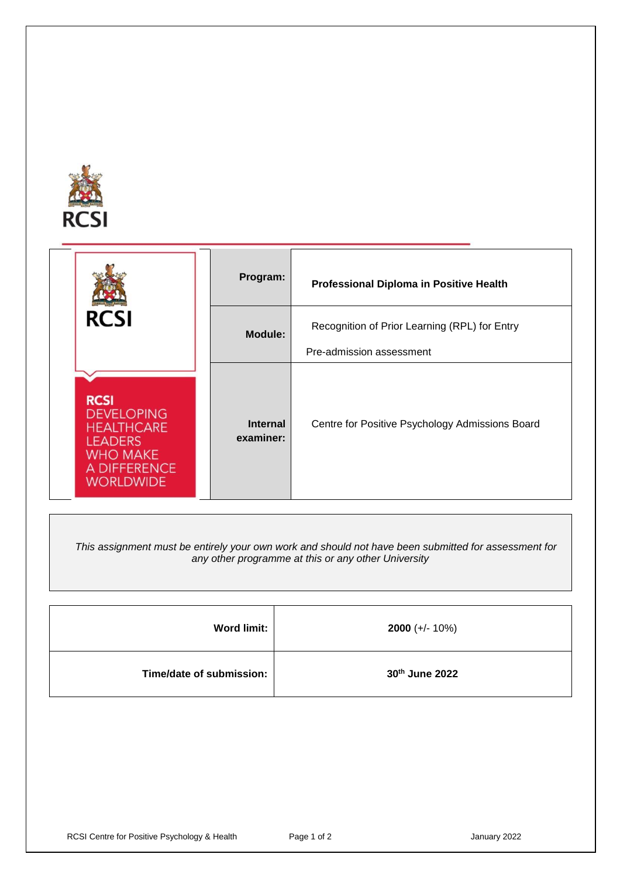RCSI

| | | |
|---|---|---|
| RCSI<br><br>RCSI DEVELOPING HEALTHCARE LEADERS WHO MAKE A DIFFERENCE WORLDWIDE | **Program:** | **Professional Diploma in Positive Health** |
| | **Module:** | Recognition of Prior Learning (RPL) for Entry<br><br>Pre-admission assessment |
| | **Internal examiner:** | Centre for Positive Psychology Admissions Board |

*This assignment must be entirely your own work and should not have been submitted for assessment for any other programme at this or any other University*

| | |
|---|---|
| **Word limit:** | **2000** (+/- 10%) |
| **Time/date of submission:** | **30th June 2022** |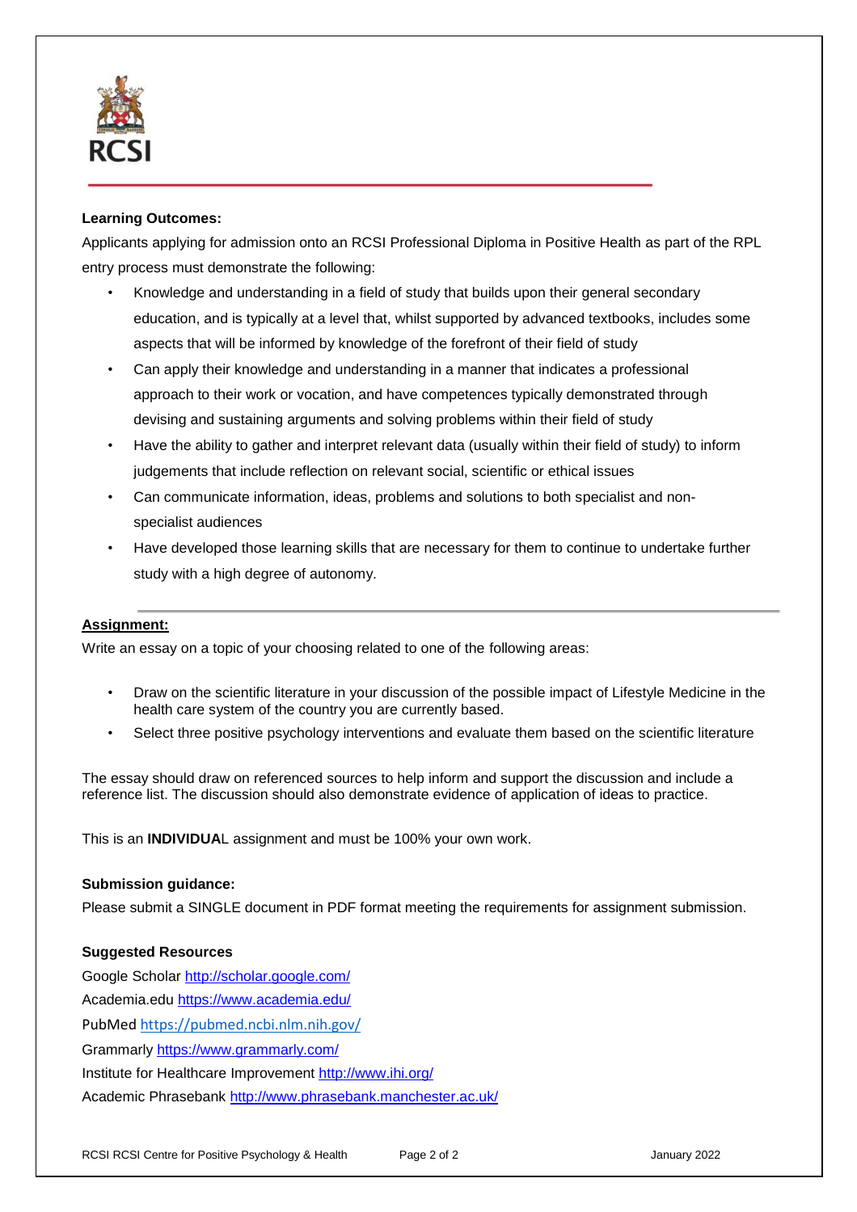**Learning Outcomes:**

Applicants applying for admission onto an RCSI Professional Diploma in Positive Health as part of the RPL entry process must demonstrate the following:

- Knowledge and understanding in a field of study that builds upon their general secondary education, and is typically at a level that, whilst supported by advanced textbooks, includes some aspects that will be informed by knowledge of the forefront of their field of study
- Can apply their knowledge and understanding in a manner that indicates a professional approach to their work or vocation, and have competences typically demonstrated through devising and sustaining arguments and solving problems within their field of study
- Have the ability to gather and interpret relevant data (usually within their field of study) to inform judgements that include reflection on relevant social, scientific or ethical issues
- Can communicate information, ideas, problems and solutions to both specialist and non-specialist audiences
- Have developed those learning skills that are necessary for them to continue to undertake further study with a high degree of autonomy.

---

**Assignment:**

Write an essay on a topic of your choosing related to one of the following areas:

- Draw on the scientific literature in your discussion of the possible impact of Lifestyle Medicine in the health care system of the country you are currently based.
- Select three positive psychology interventions and evaluate them based on the scientific literature

The essay should draw on referenced sources to help inform and support the discussion and include a reference list. The discussion should also demonstrate evidence of application of ideas to practice.

This is an **INDIVIDUA**L assignment and must be 100% your own work.

**Submission guidance:**

Please submit a SINGLE document in PDF format meeting the requirements for assignment submission.

**Suggested Resources**

Google Scholar http://scholar.google.com/
Academia.edu https://www.academia.edu/
PubMed https://pubmed.ncbi.nlm.nih.gov/
Grammarly https://www.grammarly.com/
Institute for Healthcare Improvement http://www.ihi.org/
Academic Phrasebank http://www.phrasebank.manchester.ac.uk/